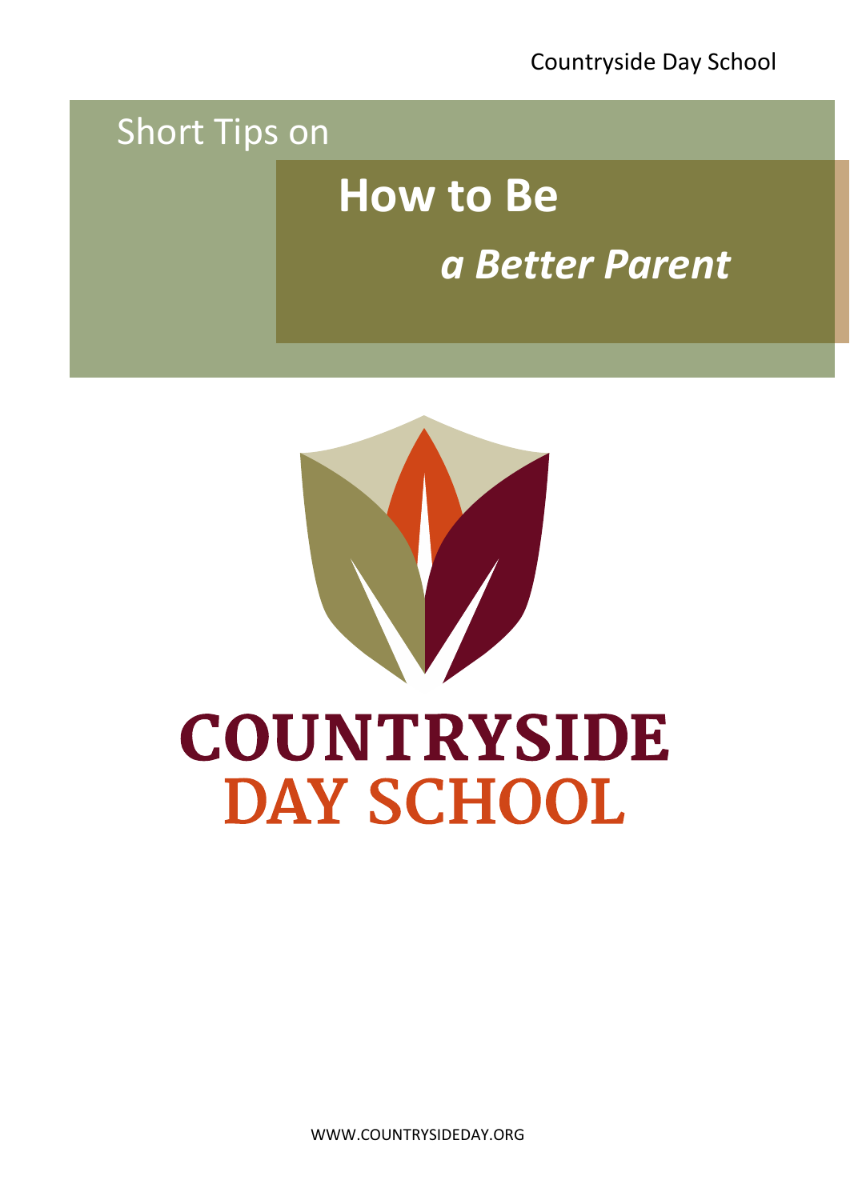Short Tips on

# How to Be *a Better Parent*

COUNTRYSIDE DAY SCHOOL

WWW.COUNTRYSIDEDAY.ORG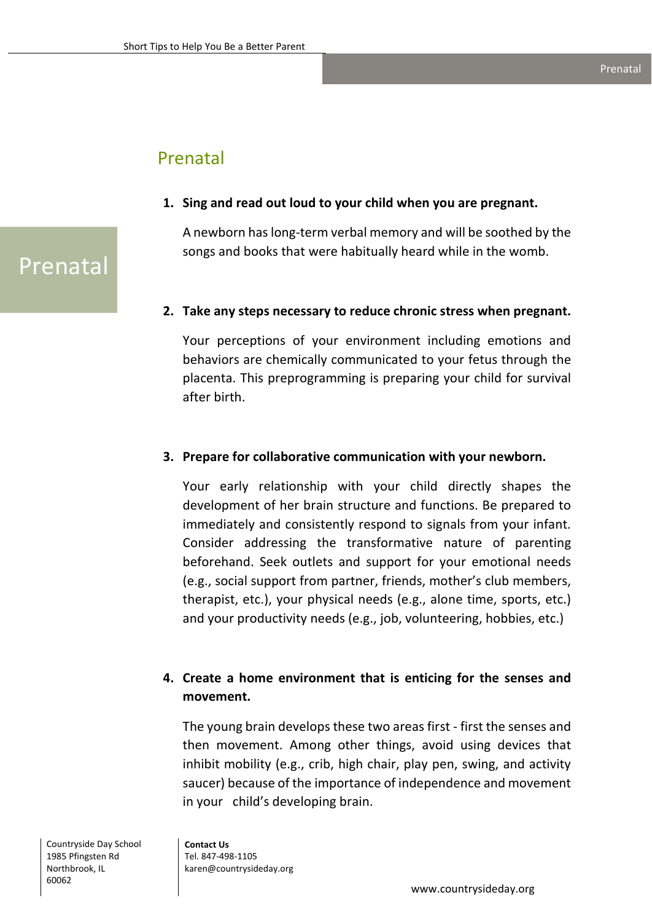## Prenatal

1. **Sing and read out loud to your child when you are pregnant.**

   A newborn has long-term verbal memory and will be soothed by the songs and books that were habitually heard while in the womb.

2. **Take any steps necessary to reduce chronic stress when pregnant.**

   Your perceptions of your environment including emotions and behaviors are chemically communicated to your fetus through the placenta. This preprogramming is preparing your child for survival after birth.

3. **Prepare for collaborative communication with your newborn.**

   Your early relationship with your child directly shapes the development of her brain structure and functions. Be prepared to immediately and consistently respond to signals from your infant. Consider addressing the transformative nature of parenting beforehand. Seek outlets and support for your emotional needs (e.g., social support from partner, friends, mother's club members, therapist, etc.), your physical needs (e.g., alone time, sports, etc.) and your productivity needs (e.g., job, volunteering, hobbies, etc.)

4. **Create a home environment that is enticing for the senses and movement.**

   The young brain develops these two areas first - first the senses and then movement. Among other things, avoid using devices that inhibit mobility (e.g., crib, high chair, play pen, swing, and activity saucer) because of the importance of independence and movement in your child's developing brain.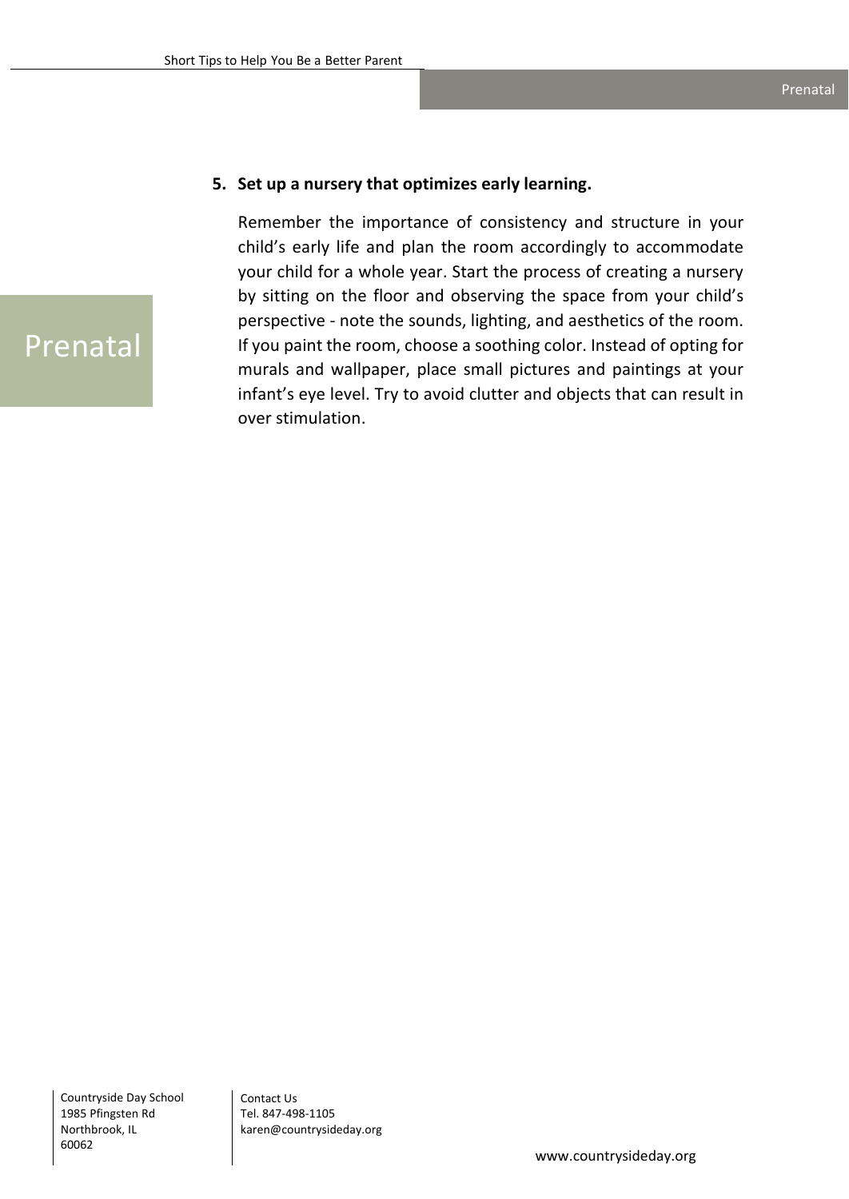5. **Set up a nursery that optimizes early learning.**

   Remember the importance of consistency and structure in your child's early life and plan the room accordingly to accommodate your child for a whole year. Start the process of creating a nursery by sitting on the floor and observing the space from your child's perspective - note the sounds, lighting, and aesthetics of the room. If you paint the room, choose a soothing color. Instead of opting for murals and wallpaper, place small pictures and paintings at your infant's eye level. Try to avoid clutter and objects that can result in over stimulation.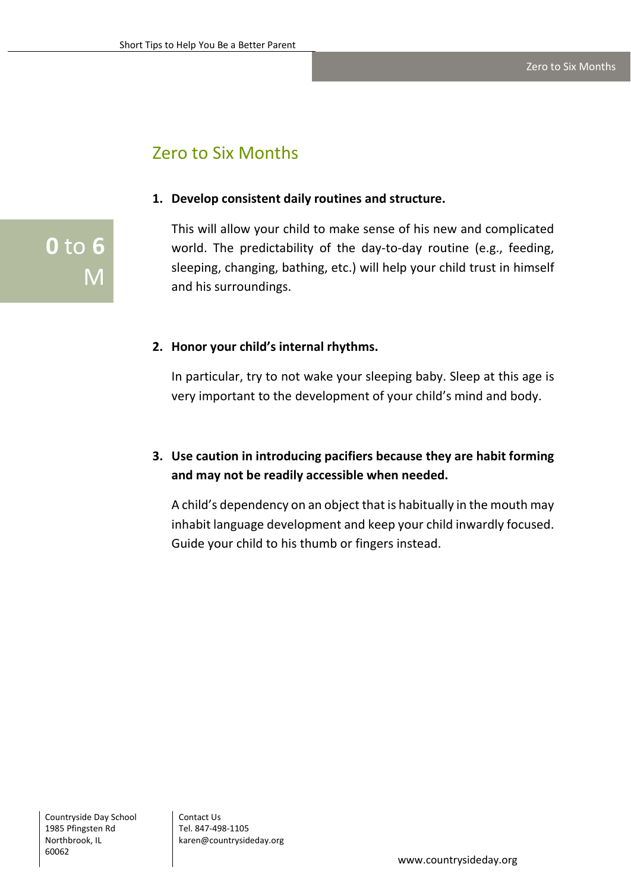## Zero to Six Months

**0** to **6** M

1. **Develop consistent daily routines and structure.**

   This will allow your child to make sense of his new and complicated world. The predictability of the day-to-day routine (e.g., feeding, sleeping, changing, bathing, etc.) will help your child trust in himself and his surroundings.

2. **Honor your child's internal rhythms.**

   In particular, try to not wake your sleeping baby. Sleep at this age is very important to the development of your child's mind and body.

3. **Use caution in introducing pacifiers because they are habit forming and may not be readily accessible when needed.**

   A child's dependency on an object that is habitually in the mouth may inhabit language development and keep your child inwardly focused. Guide your child to his thumb or fingers instead.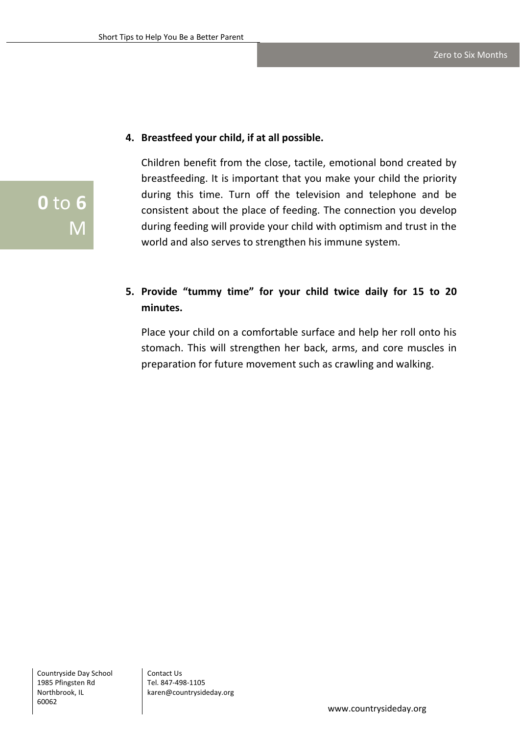4. **Breastfeed your child, if at all possible.**

   Children benefit from the close, tactile, emotional bond created by breastfeeding. It is important that you make your child the priority during this time. Turn off the television and telephone and be consistent about the place of feeding. The connection you develop during feeding will provide your child with optimism and trust in the world and also serves to strengthen his immune system.

5. **Provide "tummy time" for your child twice daily for 15 to 20 minutes.**

   Place your child on a comfortable surface and help her roll onto his stomach. This will strengthen her back, arms, and core muscles in preparation for future movement such as crawling and walking.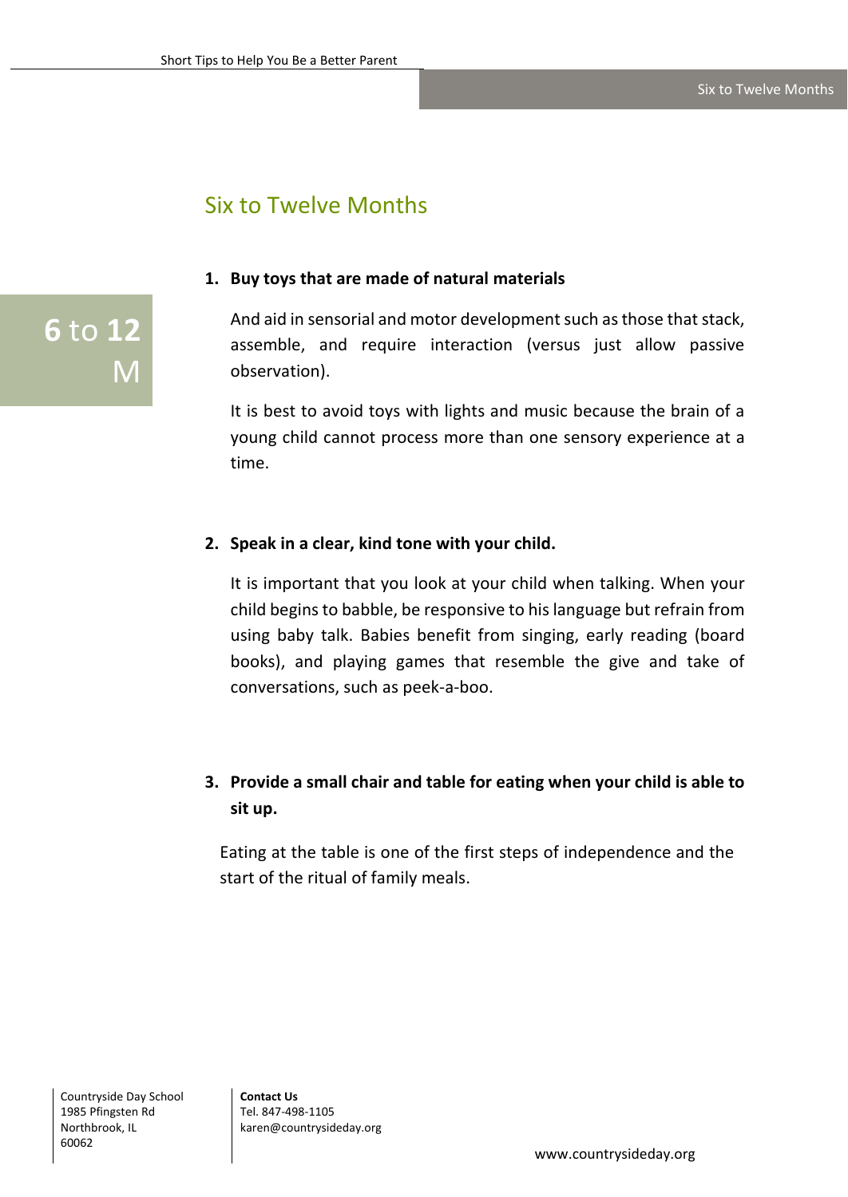## Six to Twelve Months

**6 to 12 M**

1. **Buy toys that are made of natural materials**

   And aid in sensorial and motor development such as those that stack, assemble, and require interaction (versus just allow passive observation).

   It is best to avoid toys with lights and music because the brain of a young child cannot process more than one sensory experience at a time.

2. **Speak in a clear, kind tone with your child.**

   It is important that you look at your child when talking. When your child begins to babble, be responsive to his language but refrain from using baby talk. Babies benefit from singing, early reading (board books), and playing games that resemble the give and take of conversations, such as peek-a-boo.

3. **Provide a small chair and table for eating when your child is able to sit up.**

   Eating at the table is one of the first steps of independence and the start of the ritual of family meals.

Countryside Day School
1985 Pfingsten Rd
Northbrook, IL
60062

**Contact Us**
Tel. 847-498-1105
karen@countrysideday.org

www.countrysideday.org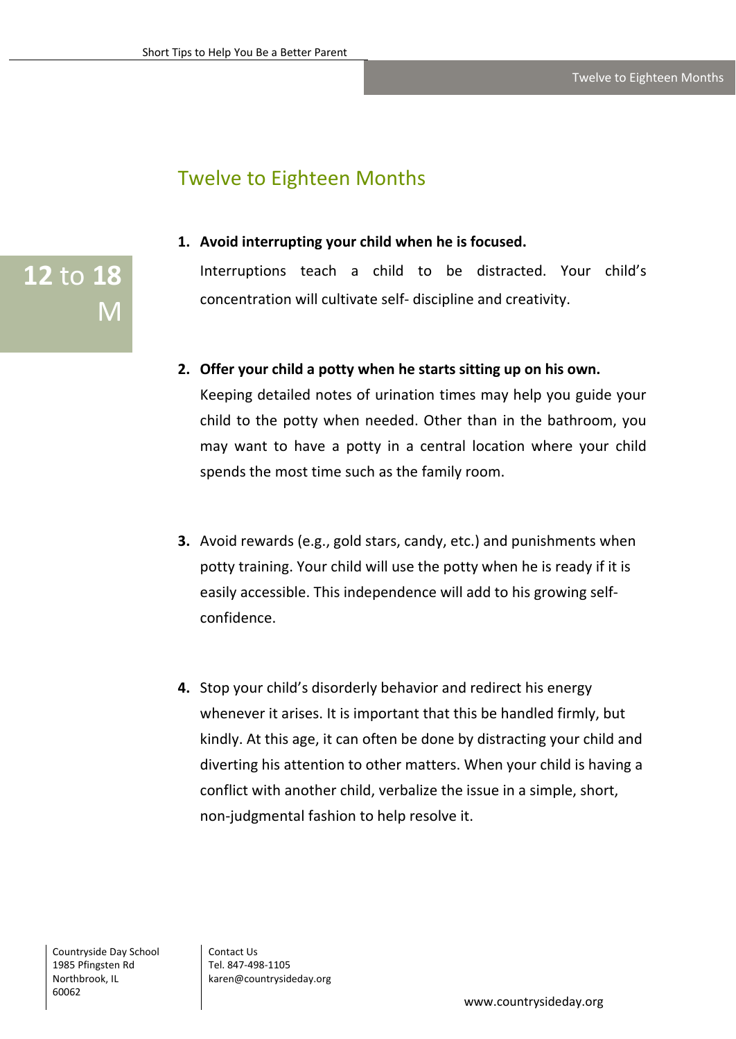## Twelve to Eighteen Months

**12 to 18 M**

1. **Avoid interrupting your child when he is focused.**
   Interruptions teach a child to be distracted. Your child's concentration will cultivate self- discipline and creativity.

2. **Offer your child a potty when he starts sitting up on his own.**
   Keeping detailed notes of urination times may help you guide your child to the potty when needed. Other than in the bathroom, you may want to have a potty in a central location where your child spends the most time such as the family room.

3. Avoid rewards (e.g., gold stars, candy, etc.) and punishments when potty training. Your child will use the potty when he is ready if it is easily accessible. This independence will add to his growing self-confidence.

4. Stop your child's disorderly behavior and redirect his energy whenever it arises. It is important that this be handled firmly, but kindly. At this age, it can often be done by distracting your child and diverting his attention to other matters. When your child is having a conflict with another child, verbalize the issue in a simple, short, non-judgmental fashion to help resolve it.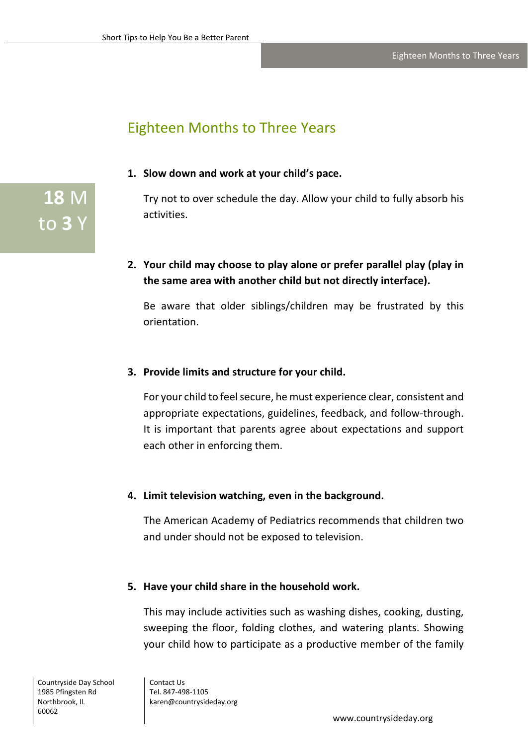# Eighteen Months to Three Years

**18** M to **3** Y

1. **Slow down and work at your child's pace.**

   Try not to over schedule the day. Allow your child to fully absorb his activities.

2. **Your child may choose to play alone or prefer parallel play (play in the same area with another child but not directly interface).**

   Be aware that older siblings/children may be frustrated by this orientation.

3. **Provide limits and structure for your child.**

   For your child to feel secure, he must experience clear, consistent and appropriate expectations, guidelines, feedback, and follow-through. It is important that parents agree about expectations and support each other in enforcing them.

4. **Limit television watching, even in the background.**

   The American Academy of Pediatrics recommends that children two and under should not be exposed to television.

5. **Have your child share in the household work.**

   This may include activities such as washing dishes, cooking, dusting, sweeping the floor, folding clothes, and watering plants. Showing your child how to participate as a productive member of the family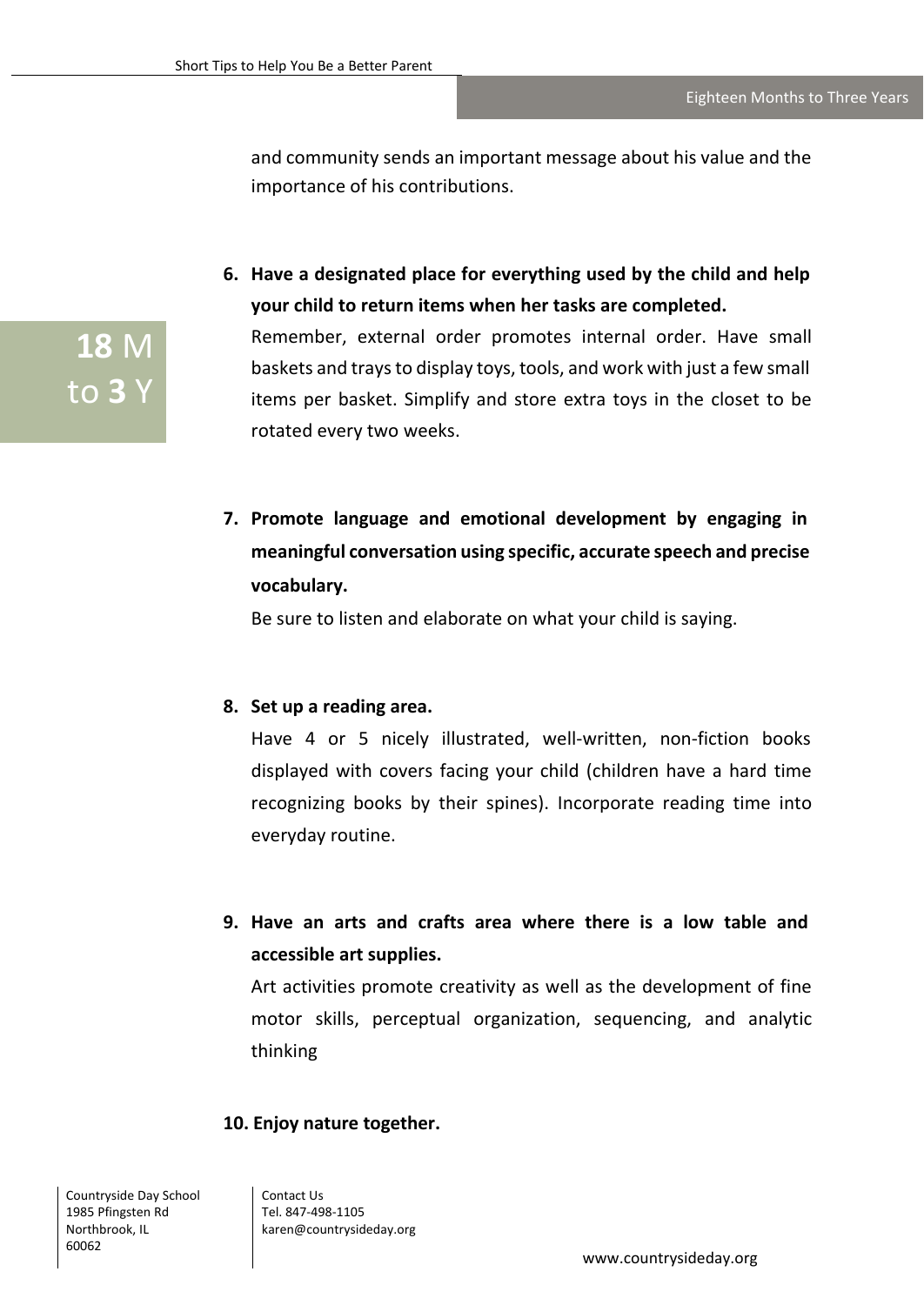and community sends an important message about his value and the importance of his contributions.

6. **Have a designated place for everything used by the child and help your child to return items when her tasks are completed.**
   Remember, external order promotes internal order. Have small baskets and trays to display toys, tools, and work with just a few small items per basket. Simplify and store extra toys in the closet to be rotated every two weeks.

7. **Promote language and emotional development by engaging in meaningful conversation using specific, accurate speech and precise vocabulary.**
   Be sure to listen and elaborate on what your child is saying.

8. **Set up a reading area.**
   Have 4 or 5 nicely illustrated, well-written, non-fiction books displayed with covers facing your child (children have a hard time recognizing books by their spines). Incorporate reading time into everyday routine.

9. **Have an arts and crafts area where there is a low table and accessible art supplies.**
   Art activities promote creativity as well as the development of fine motor skills, perceptual organization, sequencing, and analytic thinking

10. **Enjoy nature together.**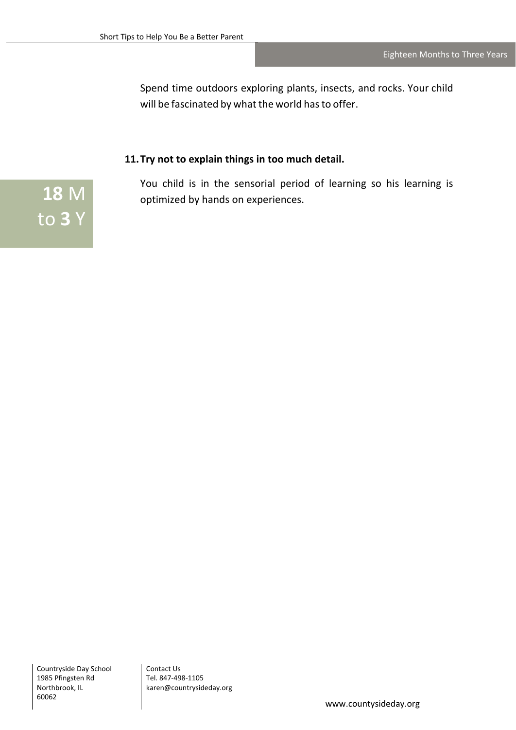Spend time outdoors exploring plants, insects, and rocks. Your child will be fascinated by what the world has to offer.

**11. Try not to explain things in too much detail.**

You child is in the sensorial period of learning so his learning is optimized by hands on experiences.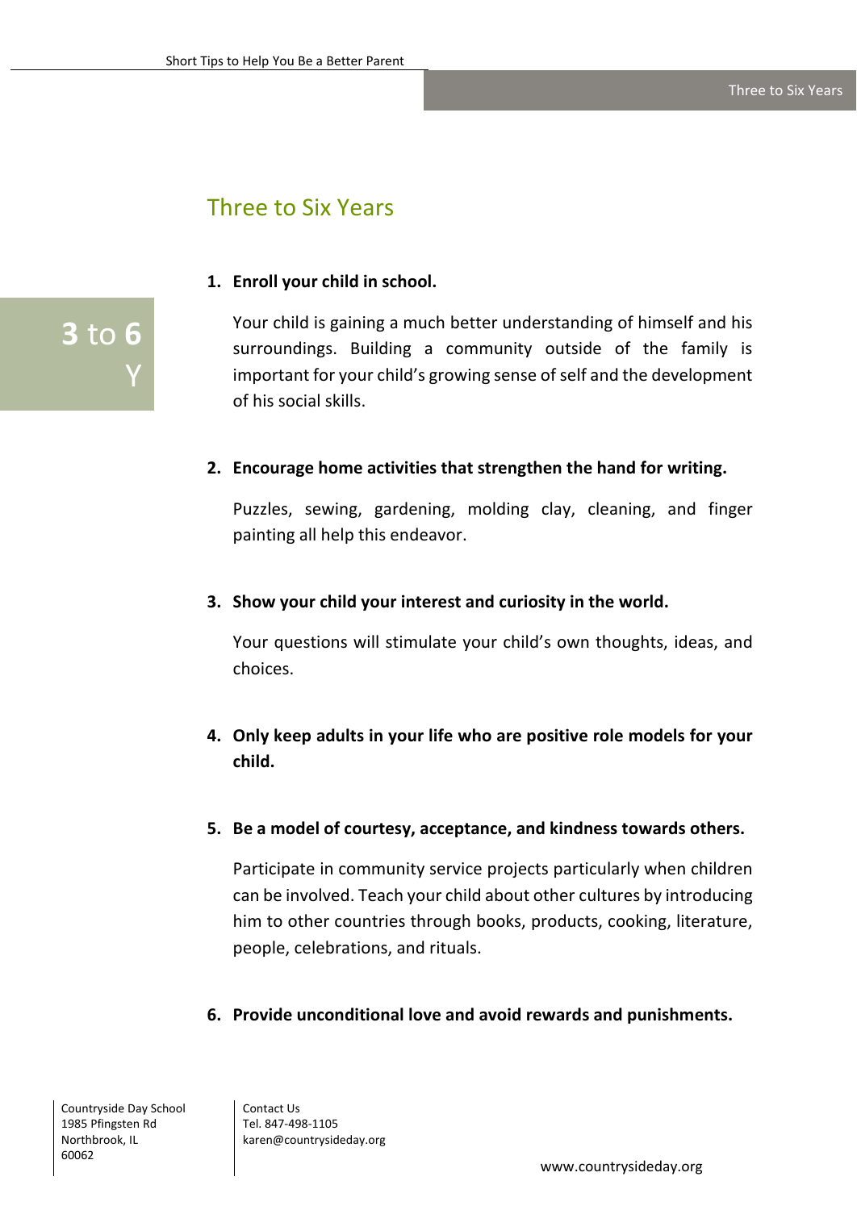## Three to Six Years

1. **Enroll your child in school.**

   Your child is gaining a much better understanding of himself and his surroundings. Building a community outside of the family is important for your child's growing sense of self and the development of his social skills.

2. **Encourage home activities that strengthen the hand for writing.**

   Puzzles, sewing, gardening, molding clay, cleaning, and finger painting all help this endeavor.

3. **Show your child your interest and curiosity in the world.**

   Your questions will stimulate your child's own thoughts, ideas, and choices.

4. **Only keep adults in your life who are positive role models for your child.**

5. **Be a model of courtesy, acceptance, and kindness towards others.**

   Participate in community service projects particularly when children can be involved. Teach your child about other cultures by introducing him to other countries through books, products, cooking, literature, people, celebrations, and rituals.

6. **Provide unconditional love and avoid rewards and punishments.**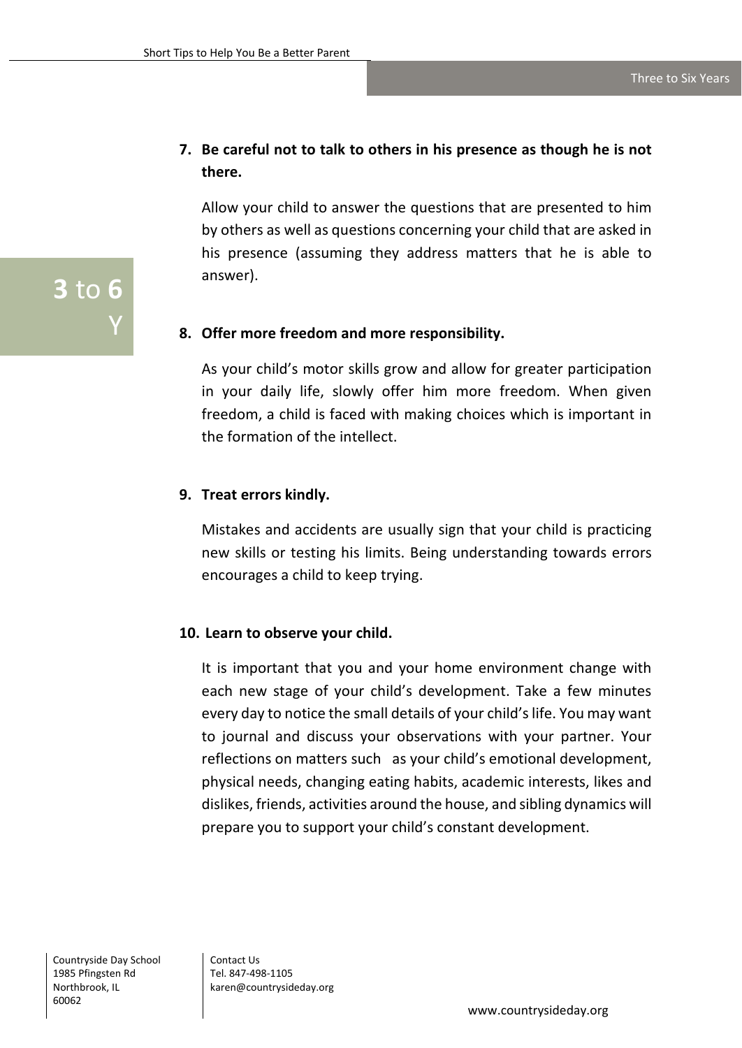7. **Be careful not to talk to others in his presence as though he is not there.**

   Allow your child to answer the questions that are presented to him by others as well as questions concerning your child that are asked in his presence (assuming they address matters that he is able to answer).

8. **Offer more freedom and more responsibility.**

   As your child's motor skills grow and allow for greater participation in your daily life, slowly offer him more freedom. When given freedom, a child is faced with making choices which is important in the formation of the intellect.

9. **Treat errors kindly.**

   Mistakes and accidents are usually sign that your child is practicing new skills or testing his limits. Being understanding towards errors encourages a child to keep trying.

10. **Learn to observe your child.**

    It is important that you and your home environment change with each new stage of your child's development. Take a few minutes every day to notice the small details of your child's life. You may want to journal and discuss your observations with your partner. Your reflections on matters such as your child's emotional development, physical needs, changing eating habits, academic interests, likes and dislikes, friends, activities around the house, and sibling dynamics will prepare you to support your child's constant development.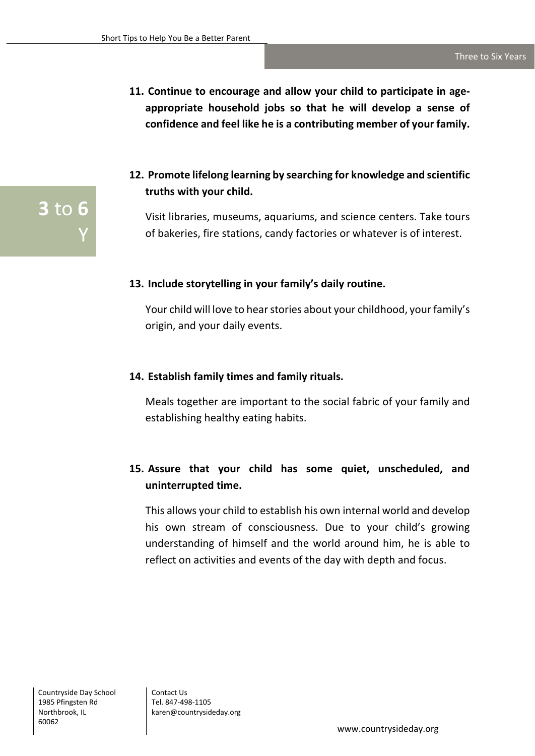11. **Continue to encourage and allow your child to participate in age-appropriate household jobs so that he will develop a sense of confidence and feel like he is a contributing member of your family.**

12. **Promote lifelong learning by searching for knowledge and scientific truths with your child.**

    Visit libraries, museums, aquariums, and science centers. Take tours of bakeries, fire stations, candy factories or whatever is of interest.

13. **Include storytelling in your family's daily routine.**

    Your child will love to hear stories about your childhood, your family's origin, and your daily events.

14. **Establish family times and family rituals.**

    Meals together are important to the social fabric of your family and establishing healthy eating habits.

15. **Assure that your child has some quiet, unscheduled, and uninterrupted time.**

    This allows your child to establish his own internal world and develop his own stream of consciousness. Due to your child's growing understanding of himself and the world around him, he is able to reflect on activities and events of the day with depth and focus.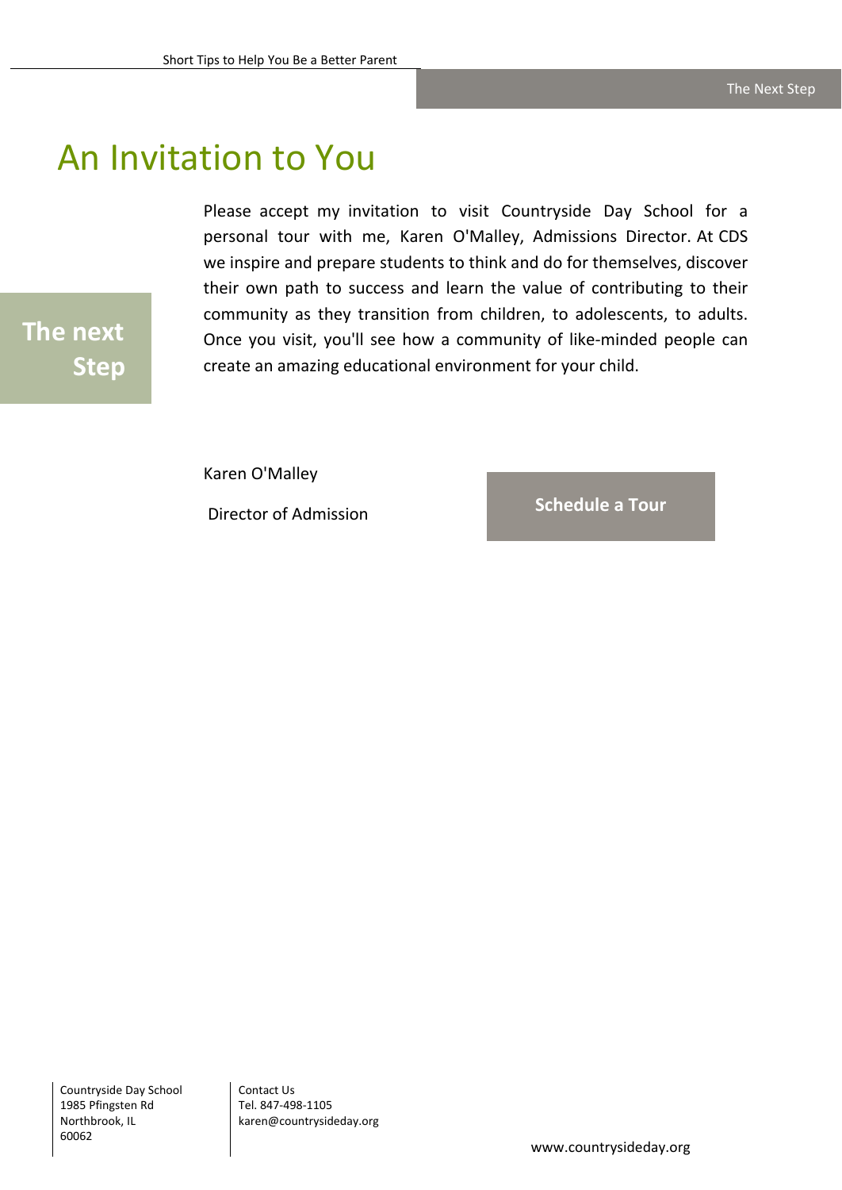# An Invitation to You

**The next Step**

Please accept my invitation to visit Countryside Day School for a personal tour with me, Karen O'Malley, Admissions Director. At CDS we inspire and prepare students to think and do for themselves, discover their own path to success and learn the value of contributing to their community as they transition from children, to adolescents, to adults. Once you visit, you'll see how a community of like-minded people can create an amazing educational environment for your child.

Karen O'Malley

Director of Admission

**Schedule a Tour**

Countryside Day School
1985 Pfingsten Rd
Northbrook, IL
60062

Contact Us
Tel. 847-498-1105
karen@countrysideday.org

www.countrysideday.org